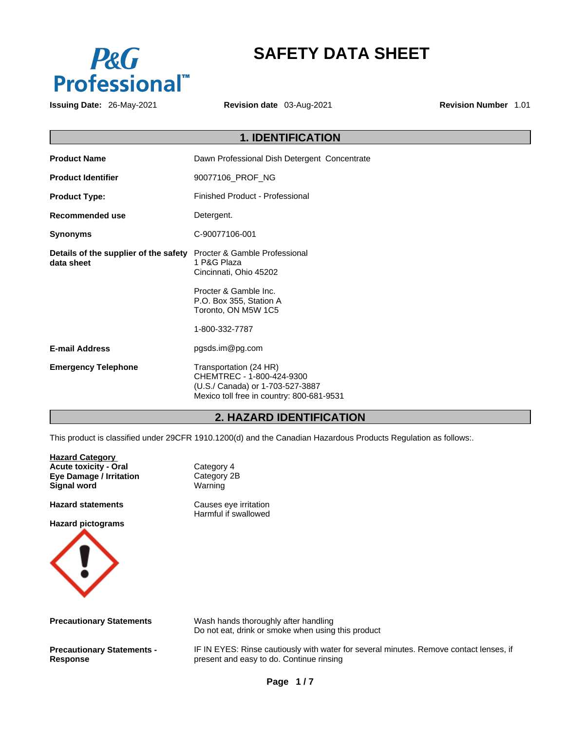# SAFETY DATA SHEET

**Issuing Date:** 26-May-2021 **Revision date** 03-Aug-2021 **Revision Number** 1.01

## 1. IDENTIFICATION

**Product Name** Dawn Professional Dish Detergent Concentrate

**Product Identifier** 90077106_PROF_NG

**Product Type:** Finished Product - Professional

**Recommended use** Detergent.

**Synonyms** C-90077106-001

**Details of the supplier of the safety data sheet**
Procter & Gamble Professional
1 P&G Plaza
Cincinnati, Ohio 45202

Procter & Gamble Inc.
P.O. Box 355, Station A
Toronto, ON M5W 1C5

1-800-332-7787

**E-mail Address** pgsds.im@pg.com

**Emergency Telephone**
Transportation (24 HR)
CHEMTREC - 1-800-424-9300
(U.S./ Canada) or 1-703-527-3887
Mexico toll free in country: 800-681-9531

## 2. HAZARD IDENTIFICATION

This product is classified under 29CFR 1910.1200(d) and the Canadian Hazardous Products Regulation as follows:.

**Hazard Category**
**Acute toxicity - Oral** Category 4
**Eye Damage / Irritation** Category 2B
**Signal word** Warning

**Hazard statements**
Causes eye irritation
Harmful if swallowed

**Hazard pictograms**

**Precautionary Statements**
Wash hands thoroughly after handling
Do not eat, drink or smoke when using this product

**Precautionary Statements - Response**
IF IN EYES: Rinse cautiously with water for several minutes. Remove contact lenses, if present and easy to do. Continue rinsing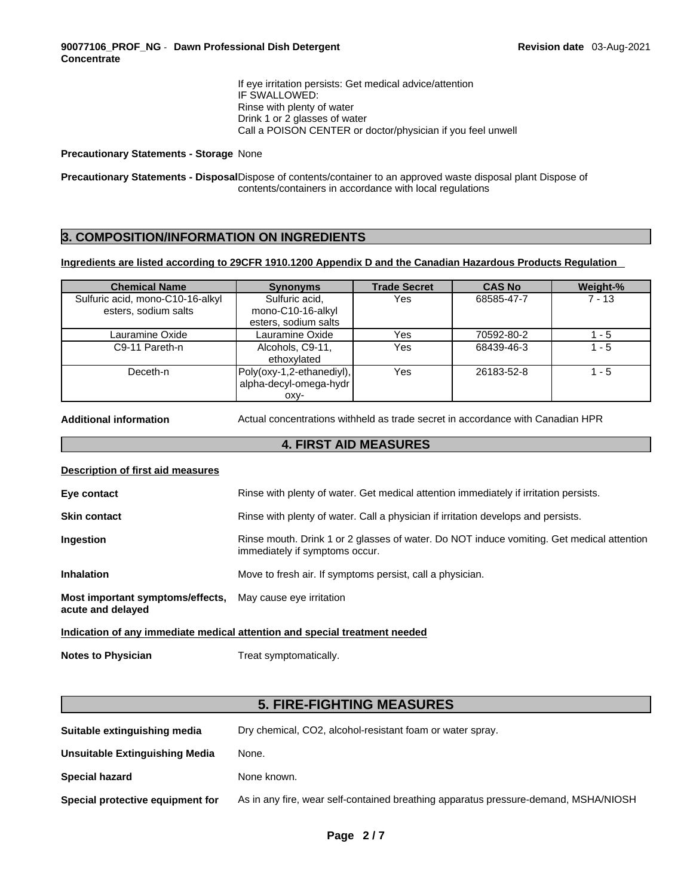If eye irritation persists: Get medical advice/attention
IF SWALLOWED:
Rinse with plenty of water
Drink 1 or 2 glasses of water
Call a POISON CENTER or doctor/physician if you feel unwell

**Precautionary Statements - Storage** None

**Precautionary Statements - Disposal** Dispose of contents/container to an approved waste disposal plant Dispose of contents/containers in accordance with local regulations

## 3. COMPOSITION/INFORMATION ON INGREDIENTS

**Ingredients are listed according to 29CFR 1910.1200 Appendix D and the Canadian Hazardous Products Regulation**

| Chemical Name | Synonyms | Trade Secret | CAS No | Weight-% |
|---|---|---|---|---|
| Sulfuric acid, mono-C10-16-alkyl esters, sodium salts | Sulfuric acid, mono-C10-16-alkyl esters, sodium salts | Yes | 68585-47-7 | 7 - 13 |
| Lauramine Oxide | Lauramine Oxide | Yes | 70592-80-2 | 1 - 5 |
| C9-11 Pareth-n | Alcohols, C9-11, ethoxylated | Yes | 68439-46-3 | 1 - 5 |
| Deceth-n | Poly(oxy-1,2-ethanediyl), alpha-decyl-omega-hydroxy- | Yes | 26183-52-8 | 1 - 5 |

**Additional information** Actual concentrations withheld as trade secret in accordance with Canadian HPR

## 4. FIRST AID MEASURES

**Description of first aid measures**

**Eye contact** Rinse with plenty of water. Get medical attention immediately if irritation persists.

**Skin contact** Rinse with plenty of water. Call a physician if irritation develops and persists.

**Ingestion** Rinse mouth. Drink 1 or 2 glasses of water. Do NOT induce vomiting. Get medical attention immediately if symptoms occur.

**Inhalation** Move to fresh air. If symptoms persist, call a physician.

**Most important symptoms/effects, acute and delayed** May cause eye irritation

**Indication of any immediate medical attention and special treatment needed**

**Notes to Physician** Treat symptomatically.

## 5. FIRE-FIGHTING MEASURES

**Suitable extinguishing media** Dry chemical, CO2, alcohol-resistant foam or water spray.

**Unsuitable Extinguishing Media** None.

**Special hazard** None known.

**Special protective equipment for** As in any fire, wear self-contained breathing apparatus pressure-demand, MSHA/NIOSH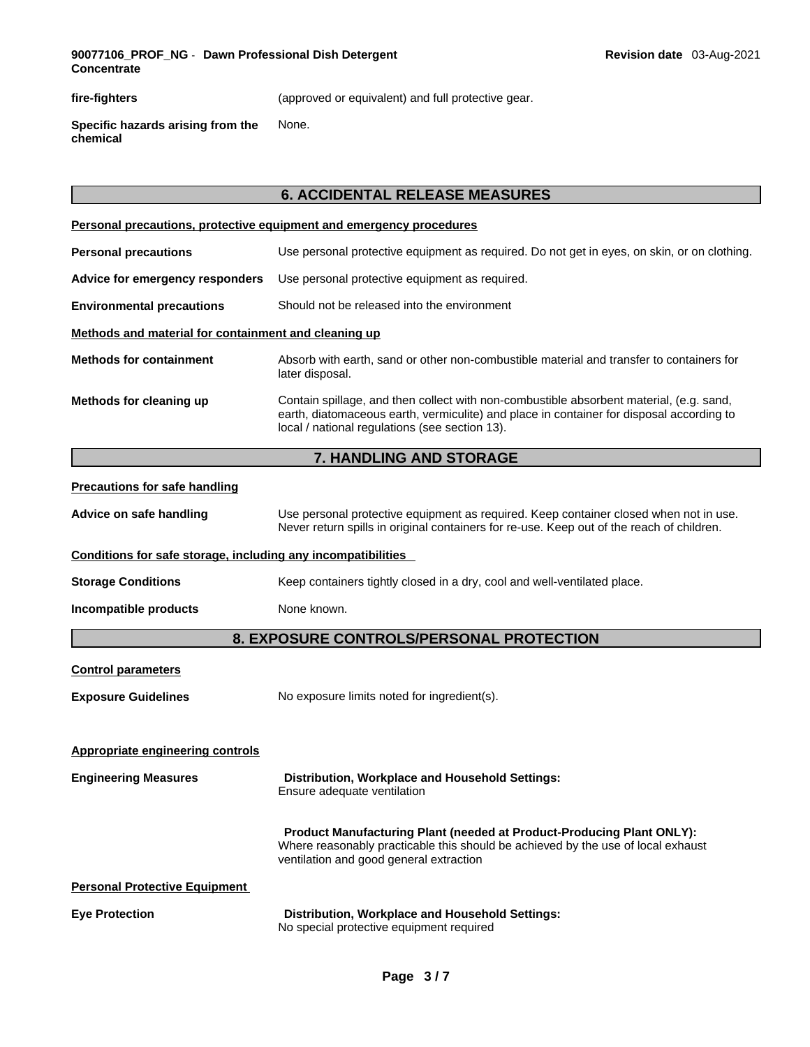| | |
|---|---|
| **fire-fighters** | (approved or equivalent) and full protective gear. |
| **Specific hazards arising from the chemical** | None. |

## 6. ACCIDENTAL RELEASE MEASURES

**Personal precautions, protective equipment and emergency procedures**

| | |
|---|---|
| **Personal precautions** | Use personal protective equipment as required. Do not get in eyes, on skin, or on clothing. |
| **Advice for emergency responders** | Use personal protective equipment as required. |
| **Environmental precautions** | Should not be released into the environment |

**Methods and material for containment and cleaning up**

| | |
|---|---|
| **Methods for containment** | Absorb with earth, sand or other non-combustible material and transfer to containers for later disposal. |
| **Methods for cleaning up** | Contain spillage, and then collect with non-combustible absorbent material, (e.g. sand, earth, diatomaceous earth, vermiculite) and place in container for disposal according to local / national regulations (see section 13). |

## 7. HANDLING AND STORAGE

**Precautions for safe handling**

| | |
|---|---|
| **Advice on safe handling** | Use personal protective equipment as required. Keep container closed when not in use. Never return spills in original containers for re-use. Keep out of the reach of children. |

**Conditions for safe storage, including any incompatibilities**

| | |
|---|---|
| **Storage Conditions** | Keep containers tightly closed in a dry, cool and well-ventilated place. |
| **Incompatible products** | None known. |

## 8. EXPOSURE CONTROLS/PERSONAL PROTECTION

**Control parameters**

| | |
|---|---|
| **Exposure Guidelines** | No exposure limits noted for ingredient(s). |

**Appropriate engineering controls**

| | |
|---|---|
| **Engineering Measures** | **Distribution, Workplace and Household Settings:** Ensure adequate ventilation<br><br>**Product Manufacturing Plant (needed at Product-Producing Plant ONLY):** Where reasonably practicable this should be achieved by the use of local exhaust ventilation and good general extraction |

**Personal Protective Equipment**

| | |
|---|---|
| **Eye Protection** | **Distribution, Workplace and Household Settings:** No special protective equipment required |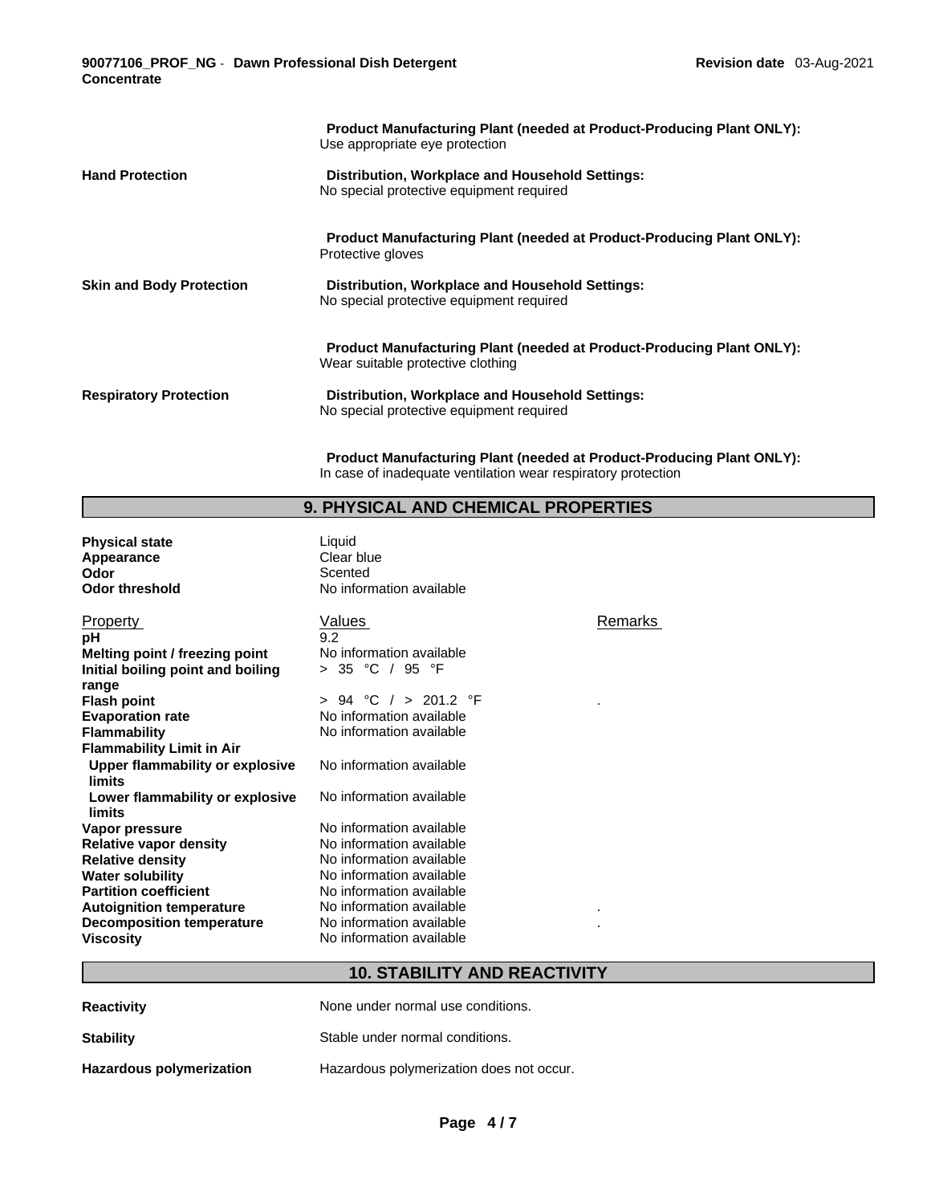| | |
|---|---|
| | **Product Manufacturing Plant (needed at Product-Producing Plant ONLY):** Use appropriate eye protection |
| **Hand Protection** | **Distribution, Workplace and Household Settings:** No special protective equipment required |
| | **Product Manufacturing Plant (needed at Product-Producing Plant ONLY):** Protective gloves |
| **Skin and Body Protection** | **Distribution, Workplace and Household Settings:** No special protective equipment required |
| | **Product Manufacturing Plant (needed at Product-Producing Plant ONLY):** Wear suitable protective clothing |
| **Respiratory Protection** | **Distribution, Workplace and Household Settings:** No special protective equipment required |
| | **Product Manufacturing Plant (needed at Product-Producing Plant ONLY):** In case of inadequate ventilation wear respiratory protection |

## 9. PHYSICAL AND CHEMICAL PROPERTIES

| | |
|---|---|
| **Physical state** | Liquid |
| **Appearance** | Clear blue |
| **Odor** | Scented |
| **Odor threshold** | No information available |

| Property | Values | Remarks |
|---|---|---|
| **pH** | 9.2 | |
| **Melting point / freezing point** | No information available | |
| **Initial boiling point and boiling range** | > 35 °C / 95 °F | |
| **Flash point** | > 94 °C / > 201.2 °F | . |
| **Evaporation rate** | No information available | |
| **Flammability** | No information available | |
| **Flammability Limit in Air** | | |
| **Upper flammability or explosive limits** | No information available | |
| **Lower flammability or explosive limits** | No information available | |
| **Vapor pressure** | No information available | |
| **Relative vapor density** | No information available | |
| **Relative density** | No information available | |
| **Water solubility** | No information available | |
| **Partition coefficient** | No information available | |
| **Autoignition temperature** | No information available | . |
| **Decomposition temperature** | No information available | . |
| **Viscosity** | No information available | |

## 10. STABILITY AND REACTIVITY

| | |
|---|---|
| **Reactivity** | None under normal use conditions. |
| **Stability** | Stable under normal conditions. |
| **Hazardous polymerization** | Hazardous polymerization does not occur. |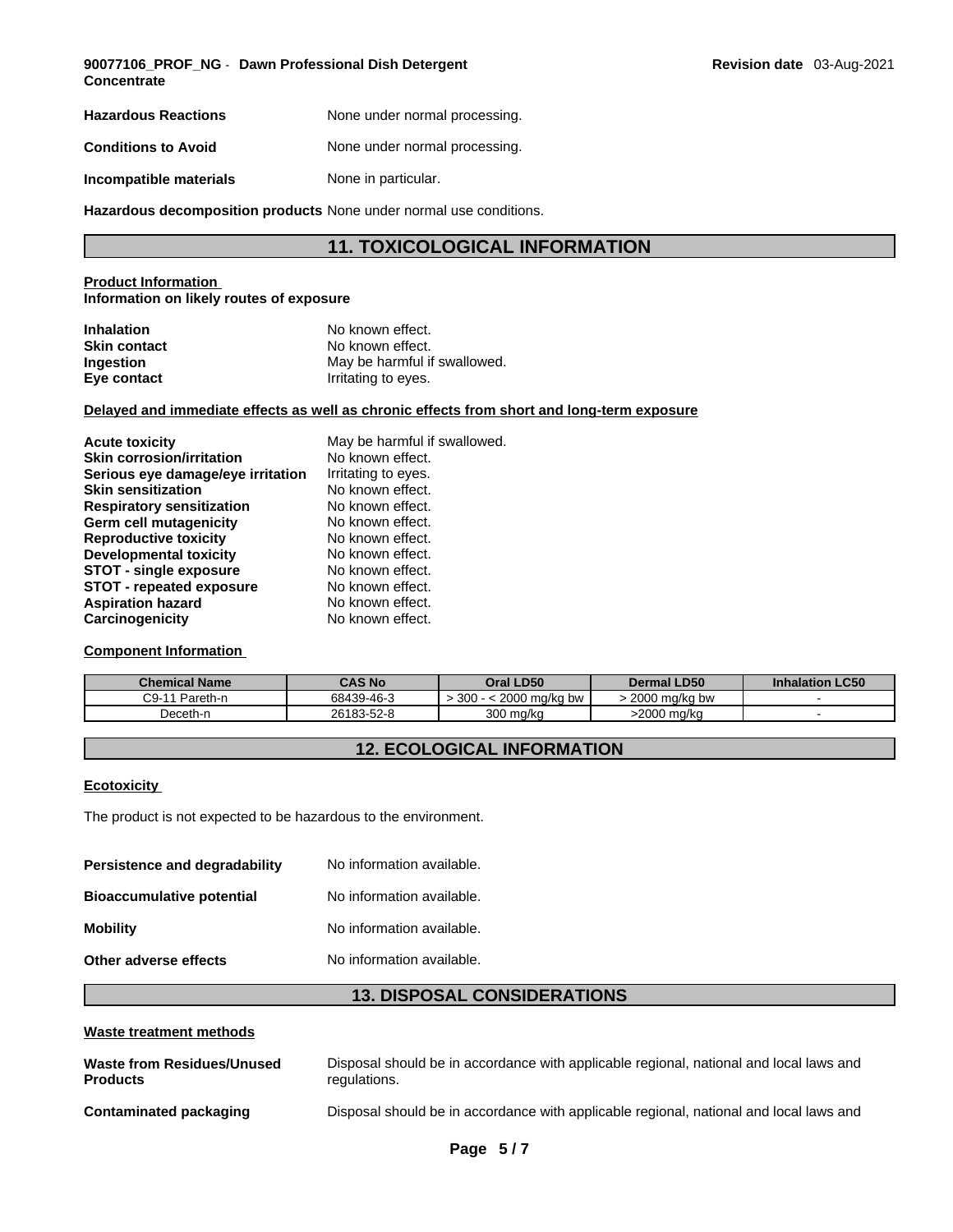| | |
|---|---|
| **Hazardous Reactions** | None under normal processing. |
| **Conditions to Avoid** | None under normal processing. |
| **Incompatible materials** | None in particular. |
| **Hazardous decomposition products** | None under normal use conditions. |

## 11. TOXICOLOGICAL INFORMATION

**Product Information**
**Information on likely routes of exposure**

| | |
|---|---|
| **Inhalation** | No known effect. |
| **Skin contact** | No known effect. |
| **Ingestion** | May be harmful if swallowed. |
| **Eye contact** | Irritating to eyes. |

**Delayed and immediate effects as well as chronic effects from short and long-term exposure**

| | |
|---|---|
| **Acute toxicity** | May be harmful if swallowed. |
| **Skin corrosion/irritation** | No known effect. |
| **Serious eye damage/eye irritation** | Irritating to eyes. |
| **Skin sensitization** | No known effect. |
| **Respiratory sensitization** | No known effect. |
| **Germ cell mutagenicity** | No known effect. |
| **Reproductive toxicity** | No known effect. |
| **Developmental toxicity** | No known effect. |
| **STOT - single exposure** | No known effect. |
| **STOT - repeated exposure** | No known effect. |
| **Aspiration hazard** | No known effect. |
| **Carcinogenicity** | No known effect. |

**Component Information**

| Chemical Name | CAS No | Oral LD50 | Dermal LD50 | Inhalation LC50 |
|---|---|---|---|---|
| C9-11 Pareth-n | 68439-46-3 | > 300 - < 2000 mg/kg bw | > 2000 mg/kg bw | - |
| Deceth-n | 26183-52-8 | 300 mg/kg | >2000 mg/kg | - |

## 12. ECOLOGICAL INFORMATION

**Ecotoxicity**

The product is not expected to be hazardous to the environment.

| | |
|---|---|
| **Persistence and degradability** | No information available. |
| **Bioaccumulative potential** | No information available. |
| **Mobility** | No information available. |
| **Other adverse effects** | No information available. |

## 13. DISPOSAL CONSIDERATIONS

**Waste treatment methods**

| | |
|---|---|
| **Waste from Residues/Unused Products** | Disposal should be in accordance with applicable regional, national and local laws and regulations. |
| **Contaminated packaging** | Disposal should be in accordance with applicable regional, national and local laws and |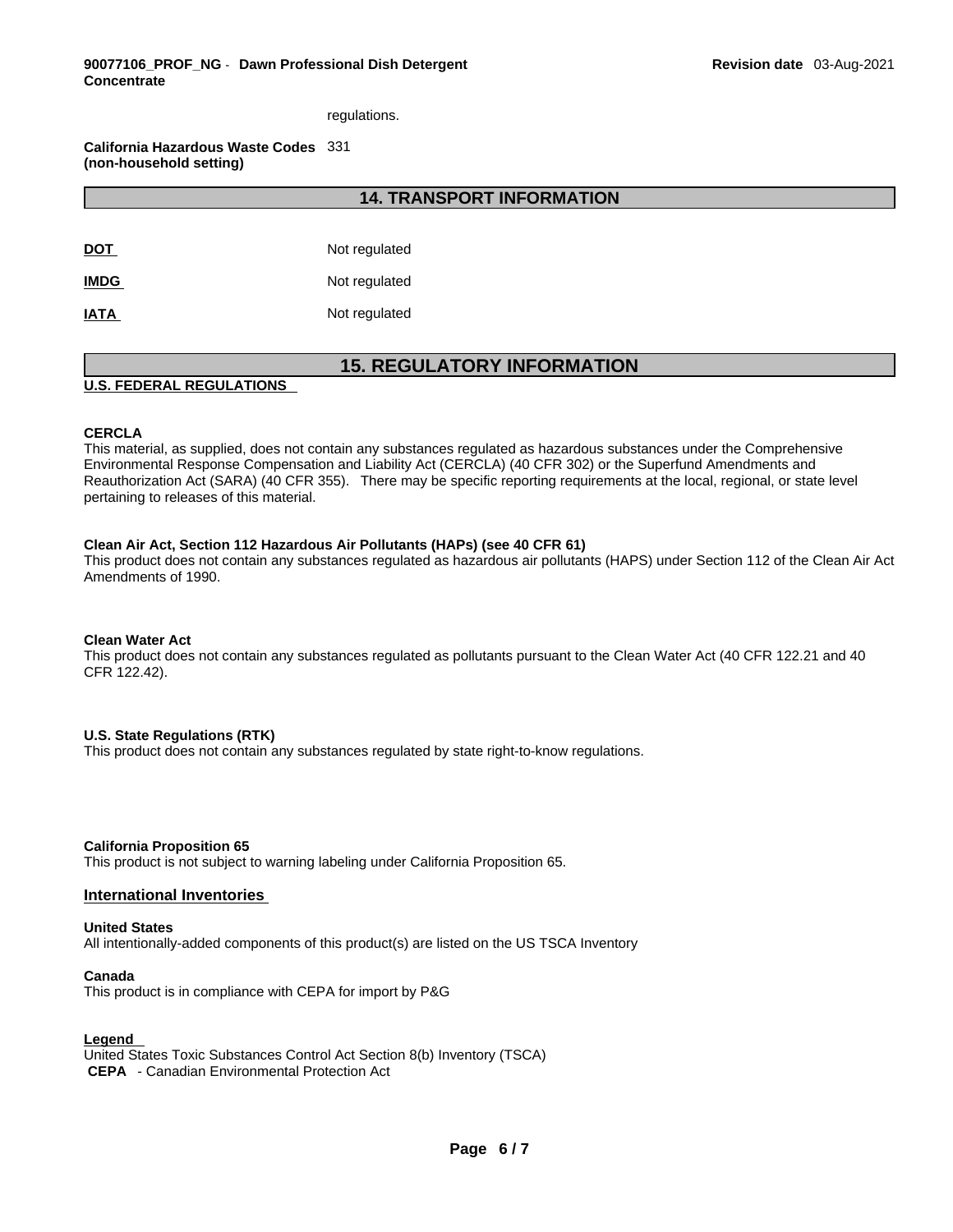regulations.

**California Hazardous Waste Codes (non-household setting)** 331

## 14. TRANSPORT INFORMATION

| | |
|---|---|
| **DOT** | Not regulated |
| **IMDG** | Not regulated |
| **IATA** | Not regulated |

## 15. REGULATORY INFORMATION

**U.S. FEDERAL REGULATIONS**

**CERCLA**
This material, as supplied, does not contain any substances regulated as hazardous substances under the Comprehensive Environmental Response Compensation and Liability Act (CERCLA) (40 CFR 302) or the Superfund Amendments and Reauthorization Act (SARA) (40 CFR 355). There may be specific reporting requirements at the local, regional, or state level pertaining to releases of this material.

**Clean Air Act, Section 112 Hazardous Air Pollutants (HAPs) (see 40 CFR 61)**
This product does not contain any substances regulated as hazardous air pollutants (HAPS) under Section 112 of the Clean Air Act Amendments of 1990.

**Clean Water Act**
This product does not contain any substances regulated as pollutants pursuant to the Clean Water Act (40 CFR 122.21 and 40 CFR 122.42).

**U.S. State Regulations (RTK)**
This product does not contain any substances regulated by state right-to-know regulations.

**California Proposition 65**
This product is not subject to warning labeling under California Proposition 65.

### International Inventories

**United States**
All intentionally-added components of this product(s) are listed on the US TSCA Inventory

**Canada**
This product is in compliance with CEPA for import by P&G

**Legend**
United States Toxic Substances Control Act Section 8(b) Inventory (TSCA)
**CEPA** - Canadian Environmental Protection Act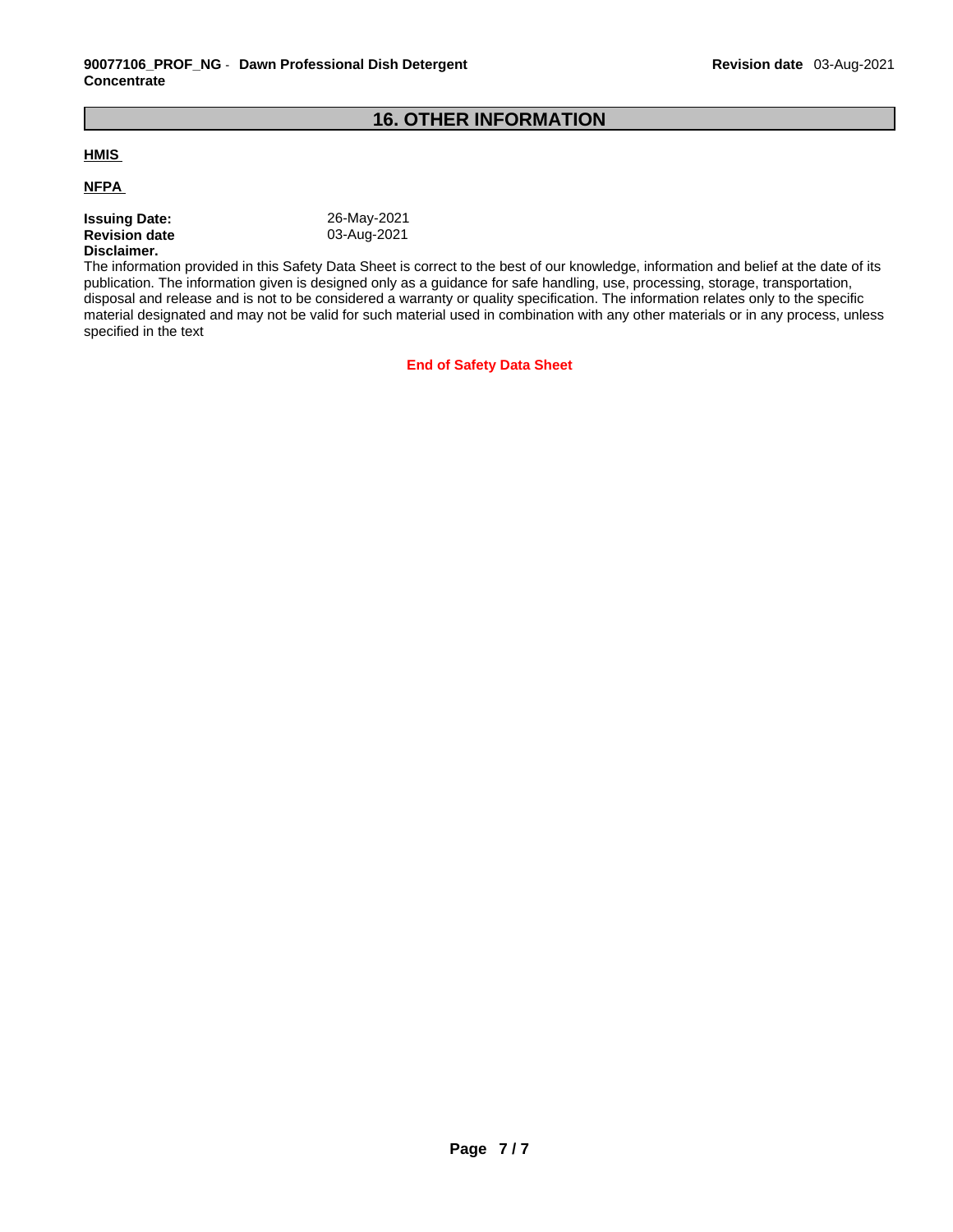## 16. OTHER INFORMATION

**HMIS**

**NFPA**

**Issuing Date:** 26-May-2021
**Revision date** 03-Aug-2021
**Disclaimer.**
The information provided in this Safety Data Sheet is correct to the best of our knowledge, information and belief at the date of its publication. The information given is designed only as a guidance for safe handling, use, processing, storage, transportation, disposal and release and is not to be considered a warranty or quality specification. The information relates only to the specific material designated and may not be valid for such material used in combination with any other materials or in any process, unless specified in the text

**End of Safety Data Sheet**